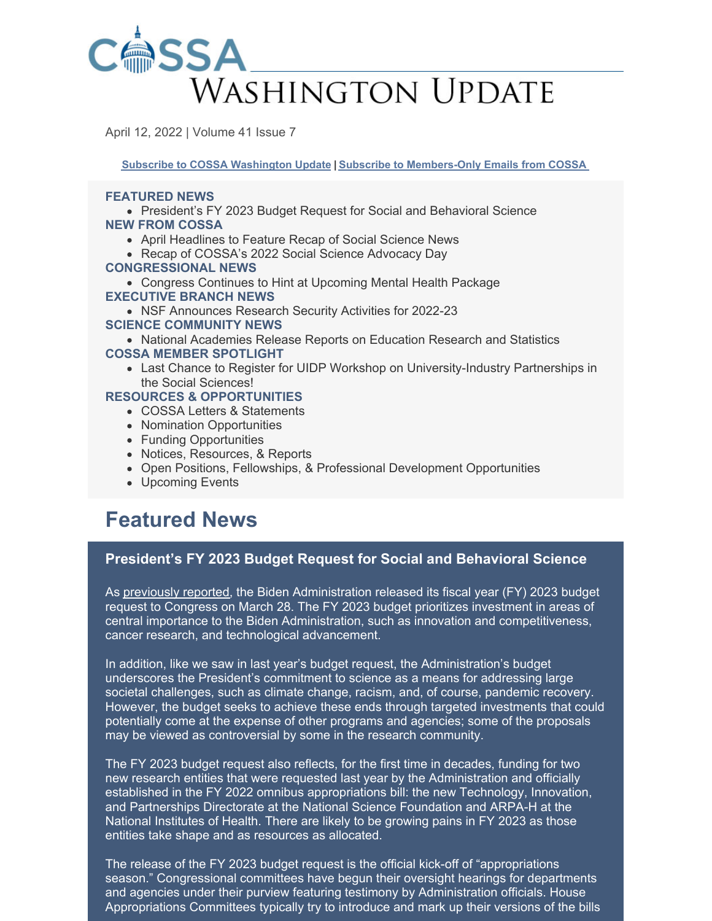# COSSA Washington Update

April 12, 2022 | Volume 41 Issue 7

**Subscribe to COSSA Washington Update** | **Subscribe to Members-Only Emails from COSSA**

**FEATURED NEWS**
- President's FY 2023 Budget Request for Social and Behavioral Science

**NEW FROM COSSA**
- April Headlines to Feature Recap of Social Science News
- Recap of COSSA's 2022 Social Science Advocacy Day

**CONGRESSIONAL NEWS**
- Congress Continues to Hint at Upcoming Mental Health Package

**EXECUTIVE BRANCH NEWS**
- NSF Announces Research Security Activities for 2022-23

**SCIENCE COMMUNITY NEWS**
- National Academies Release Reports on Education Research and Statistics

**COSSA MEMBER SPOTLIGHT**
- Last Chance to Register for UIDP Workshop on University-Industry Partnerships in the Social Sciences!

**RESOURCES & OPPORTUNITIES**
- COSSA Letters & Statements
- Nomination Opportunities
- Funding Opportunities
- Notices, Resources, & Reports
- Open Positions, Fellowships, & Professional Development Opportunities
- Upcoming Events

## Featured News

### President's FY 2023 Budget Request for Social and Behavioral Science

As previously reported, the Biden Administration released its fiscal year (FY) 2023 budget request to Congress on March 28. The FY 2023 budget prioritizes investment in areas of central importance to the Biden Administration, such as innovation and competitiveness, cancer research, and technological advancement.

In addition, like we saw in last year's budget request, the Administration's budget underscores the President's commitment to science as a means for addressing large societal challenges, such as climate change, racism, and, of course, pandemic recovery. However, the budget seeks to achieve these ends through targeted investments that could potentially come at the expense of other programs and agencies; some of the proposals may be viewed as controversial by some in the research community.

The FY 2023 budget request also reflects, for the first time in decades, funding for two new research entities that were requested last year by the Administration and officially established in the FY 2022 omnibus appropriations bill: the new Technology, Innovation, and Partnerships Directorate at the National Science Foundation and ARPA-H at the National Institutes of Health. There are likely to be growing pains in FY 2023 as those entities take shape and as resources as allocated.

The release of the FY 2023 budget request is the official kick-off of "appropriations season." Congressional committees have begun their oversight hearings for departments and agencies under their purview featuring testimony by Administration officials. House Appropriations Committees typically try to introduce and mark up their versions of the bills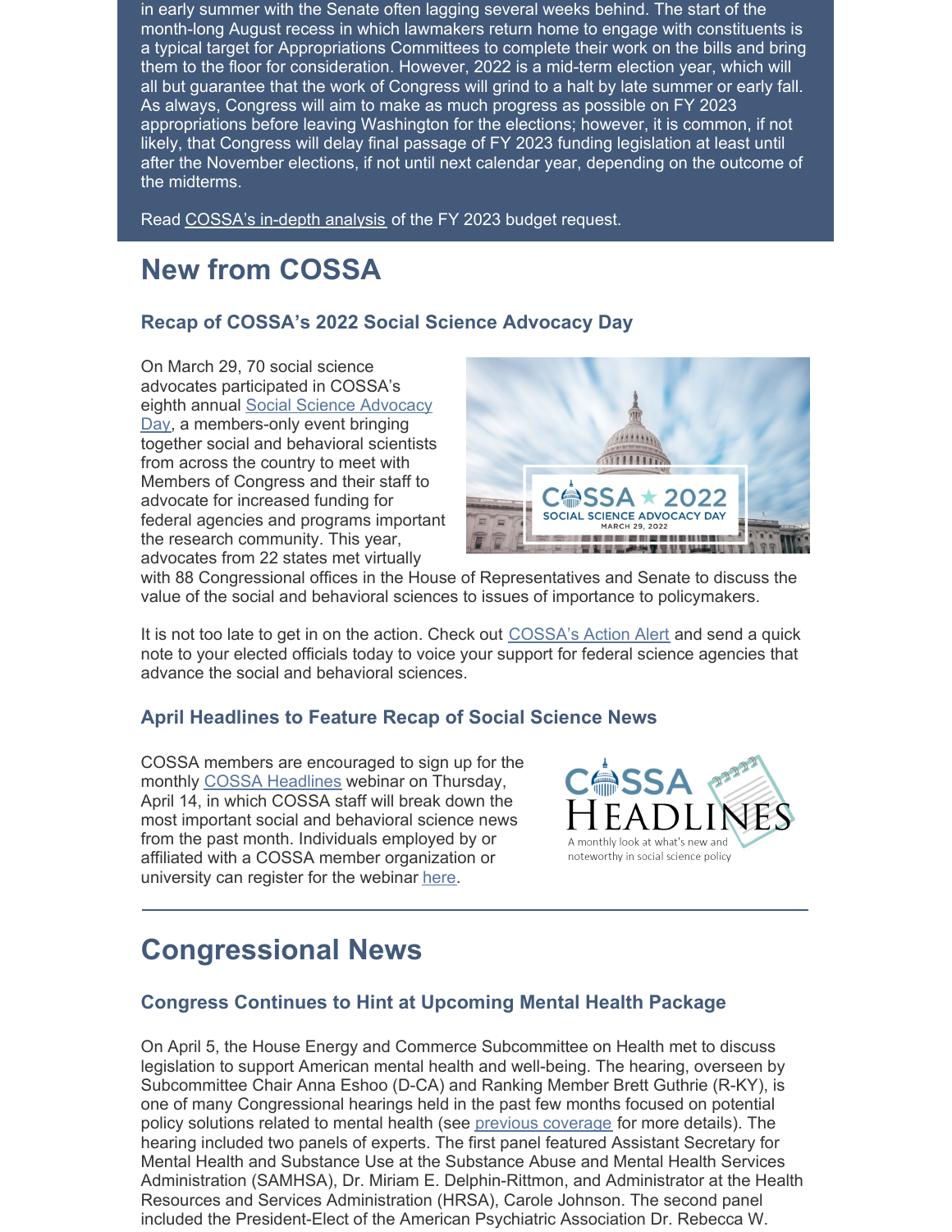in early summer with the Senate often lagging several weeks behind. The start of the month-long August recess in which lawmakers return home to engage with constituents is a typical target for Appropriations Committees to complete their work on the bills and bring them to the floor for consideration. However, 2022 is a mid-term election year, which will all but guarantee that the work of Congress will grind to a halt by late summer or early fall. As always, Congress will aim to make as much progress as possible on FY 2023 appropriations before leaving Washington for the elections; however, it is common, if not likely, that Congress will delay final passage of FY 2023 funding legislation at least until after the November elections, if not until next calendar year, depending on the outcome of the midterms.

Read COSSA's in-depth analysis of the FY 2023 budget request.

# New from COSSA

## Recap of COSSA's 2022 Social Science Advocacy Day

On March 29, 70 social science advocates participated in COSSA's eighth annual Social Science Advocacy Day, a members-only event bringing together social and behavioral scientists from across the country to meet with Members of Congress and their staff to advocate for increased funding for federal agencies and programs important the research community. This year, advocates from 22 states met virtually with 88 Congressional offices in the House of Representatives and Senate to discuss the value of the social and behavioral sciences to issues of importance to policymakers.

It is not too late to get in on the action. Check out COSSA's Action Alert and send a quick note to your elected officials today to voice your support for federal science agencies that advance the social and behavioral sciences.

## April Headlines to Feature Recap of Social Science News

COSSA members are encouraged to sign up for the monthly COSSA Headlines webinar on Thursday, April 14, in which COSSA staff will break down the most important social and behavioral science news from the past month. Individuals employed by or affiliated with a COSSA member organization or university can register for the webinar here.

# Congressional News

## Congress Continues to Hint at Upcoming Mental Health Package

On April 5, the House Energy and Commerce Subcommittee on Health met to discuss legislation to support American mental health and well-being. The hearing, overseen by Subcommittee Chair Anna Eshoo (D-CA) and Ranking Member Brett Guthrie (R-KY), is one of many Congressional hearings held in the past few months focused on potential policy solutions related to mental health (see previous coverage for more details). The hearing included two panels of experts. The first panel featured Assistant Secretary for Mental Health and Substance Use at the Substance Abuse and Mental Health Services Administration (SAMHSA), Dr. Miriam E. Delphin-Rittmon, and Administrator at the Health Resources and Services Administration (HRSA), Carole Johnson. The second panel included the President-Elect of the American Psychiatric Association Dr. Rebecca W.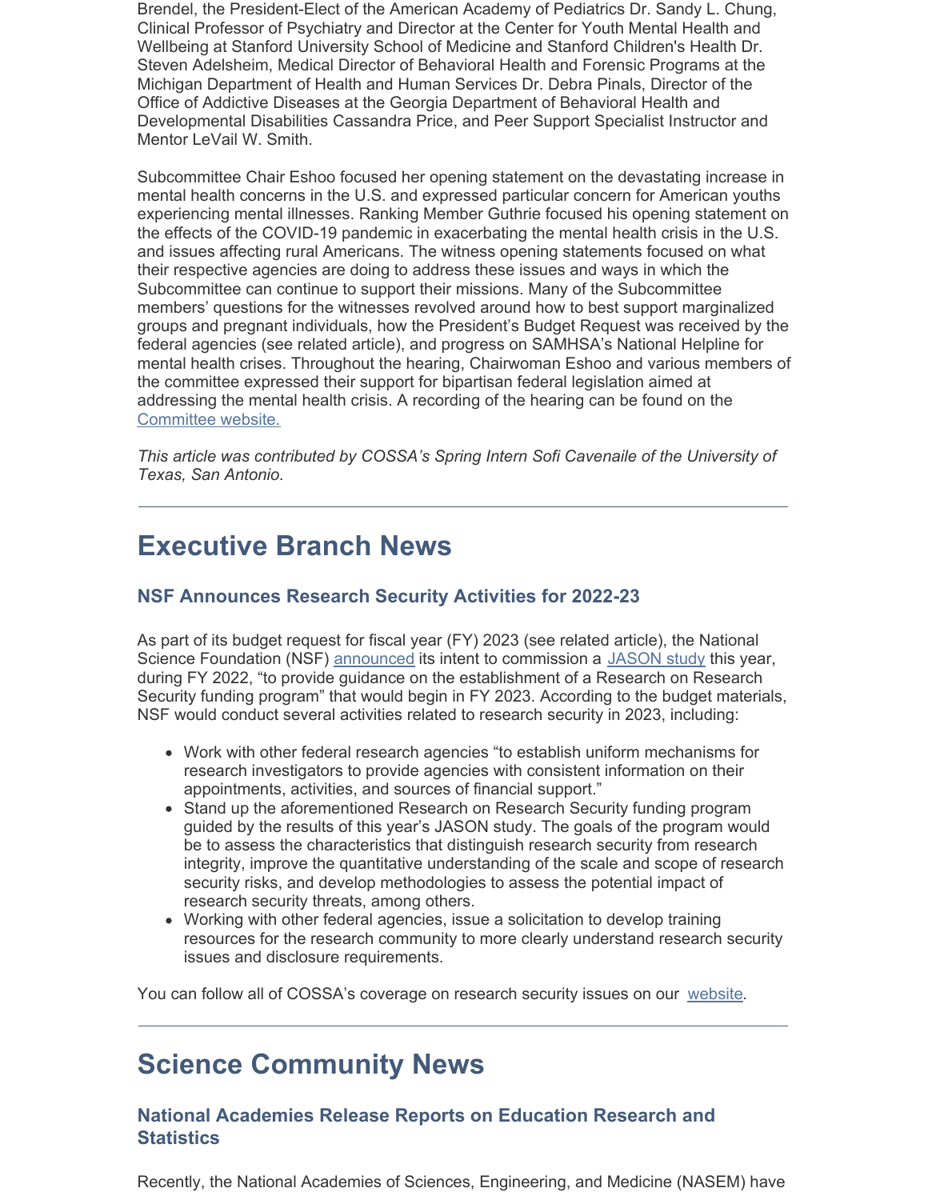Brendel, the President-Elect of the American Academy of Pediatrics Dr. Sandy L. Chung, Clinical Professor of Psychiatry and Director at the Center for Youth Mental Health and Wellbeing at Stanford University School of Medicine and Stanford Children's Health Dr. Steven Adelsheim, Medical Director of Behavioral Health and Forensic Programs at the Michigan Department of Health and Human Services Dr. Debra Pinals, Director of the Office of Addictive Diseases at the Georgia Department of Behavioral Health and Developmental Disabilities Cassandra Price, and Peer Support Specialist Instructor and Mentor LeVail W. Smith.

Subcommittee Chair Eshoo focused her opening statement on the devastating increase in mental health concerns in the U.S. and expressed particular concern for American youths experiencing mental illnesses. Ranking Member Guthrie focused his opening statement on the effects of the COVID-19 pandemic in exacerbating the mental health crisis in the U.S. and issues affecting rural Americans. The witness opening statements focused on what their respective agencies are doing to address these issues and ways in which the Subcommittee can continue to support their missions. Many of the Subcommittee members' questions for the witnesses revolved around how to best support marginalized groups and pregnant individuals, how the President's Budget Request was received by the federal agencies (see related article), and progress on SAMHSA's National Helpline for mental health crises. Throughout the hearing, Chairwoman Eshoo and various members of the committee expressed their support for bipartisan federal legislation aimed at addressing the mental health crisis. A recording of the hearing can be found on the Committee website.

*This article was contributed by COSSA's Spring Intern Sofi Cavenaile of the University of Texas, San Antonio.*

---

# Executive Branch News

### NSF Announces Research Security Activities for 2022-23

As part of its budget request for fiscal year (FY) 2023 (see related article), the National Science Foundation (NSF) announced its intent to commission a JASON study this year, during FY 2022, "to provide guidance on the establishment of a Research on Research Security funding program" that would begin in FY 2023. According to the budget materials, NSF would conduct several activities related to research security in 2023, including:

- Work with other federal research agencies "to establish uniform mechanisms for research investigators to provide agencies with consistent information on their appointments, activities, and sources of financial support."
- Stand up the aforementioned Research on Research Security funding program guided by the results of this year's JASON study. The goals of the program would be to assess the characteristics that distinguish research security from research integrity, improve the quantitative understanding of the scale and scope of research security risks, and develop methodologies to assess the potential impact of research security threats, among others.
- Working with other federal agencies, issue a solicitation to develop training resources for the research community to more clearly understand research security issues and disclosure requirements.

You can follow all of COSSA's coverage on research security issues on our website.

---

# Science Community News

### National Academies Release Reports on Education Research and Statistics

Recently, the National Academies of Sciences, Engineering, and Medicine (NASEM) have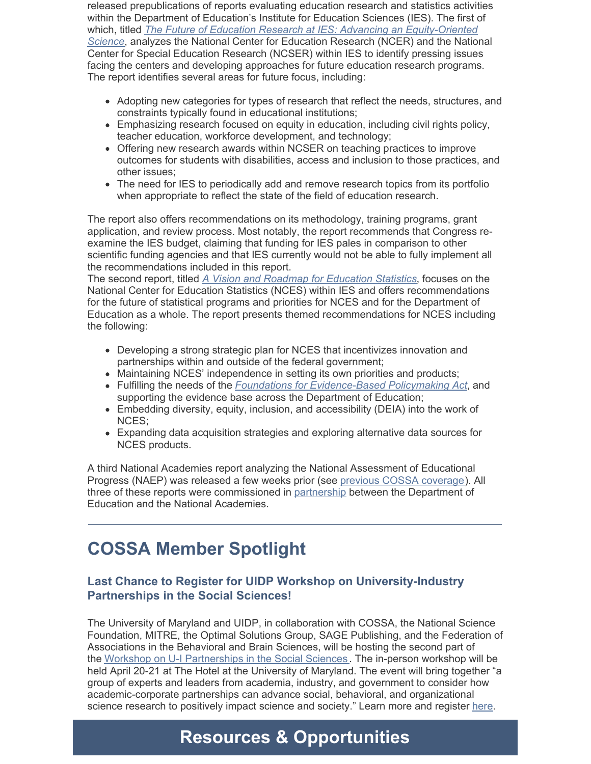released prepublications of reports evaluating education research and statistics activities within the Department of Education's Institute for Education Sciences (IES). The first of which, titled *[The Future of Education Research at IES: Advancing an Equity-Oriented Science](#)*, analyzes the National Center for Education Research (NCER) and the National Center for Special Education Research (NCSER) within IES to identify pressing issues facing the centers and developing approaches for future education research programs. The report identifies several areas for future focus, including:

- Adopting new categories for types of research that reflect the needs, structures, and constraints typically found in educational institutions;
- Emphasizing research focused on equity in education, including civil rights policy, teacher education, workforce development, and technology;
- Offering new research awards within NCSER on teaching practices to improve outcomes for students with disabilities, access and inclusion to those practices, and other issues;
- The need for IES to periodically add and remove research topics from its portfolio when appropriate to reflect the state of the field of education research.

The report also offers recommendations on its methodology, training programs, grant application, and review process. Most notably, the report recommends that Congress re-examine the IES budget, claiming that funding for IES pales in comparison to other scientific funding agencies and that IES currently would not be able to fully implement all the recommendations included in this report.

The second report, titled *[A Vision and Roadmap for Education Statistics](#)*, focuses on the National Center for Education Statistics (NCES) within IES and offers recommendations for the future of statistical programs and priorities for NCES and for the Department of Education as a whole. The report presents themed recommendations for NCES including the following:

- Developing a strong strategic plan for NCES that incentivizes innovation and partnerships within and outside of the federal government;
- Maintaining NCES' independence in setting its own priorities and products;
- Fulfilling the needs of the *[Foundations for Evidence-Based Policymaking Act](#)*, and supporting the evidence base across the Department of Education;
- Embedding diversity, equity, inclusion, and accessibility (DEIA) into the work of NCES;
- Expanding data acquisition strategies and exploring alternative data sources for NCES products.

A third National Academies report analyzing the National Assessment of Educational Progress (NAEP) was released a few weeks prior (see [previous COSSA coverage](#)). All three of these reports were commissioned in [partnership](#) between the Department of Education and the National Academies.

---

## COSSA Member Spotlight

### Last Chance to Register for UIDP Workshop on University-Industry Partnerships in the Social Sciences!

The University of Maryland and UIDP, in collaboration with COSSA, the National Science Foundation, MITRE, the Optimal Solutions Group, SAGE Publishing, and the Federation of Associations in the Behavioral and Brain Sciences, will be hosting the second part of the [Workshop on U-I Partnerships in the Social Sciences](#). The in-person workshop will be held April 20-21 at The Hotel at the University of Maryland. The event will bring together "a group of experts and leaders from academia, industry, and government to consider how academic-corporate partnerships can advance social, behavioral, and organizational science research to positively impact science and society." Learn more and register [here](#).

## Resources & Opportunities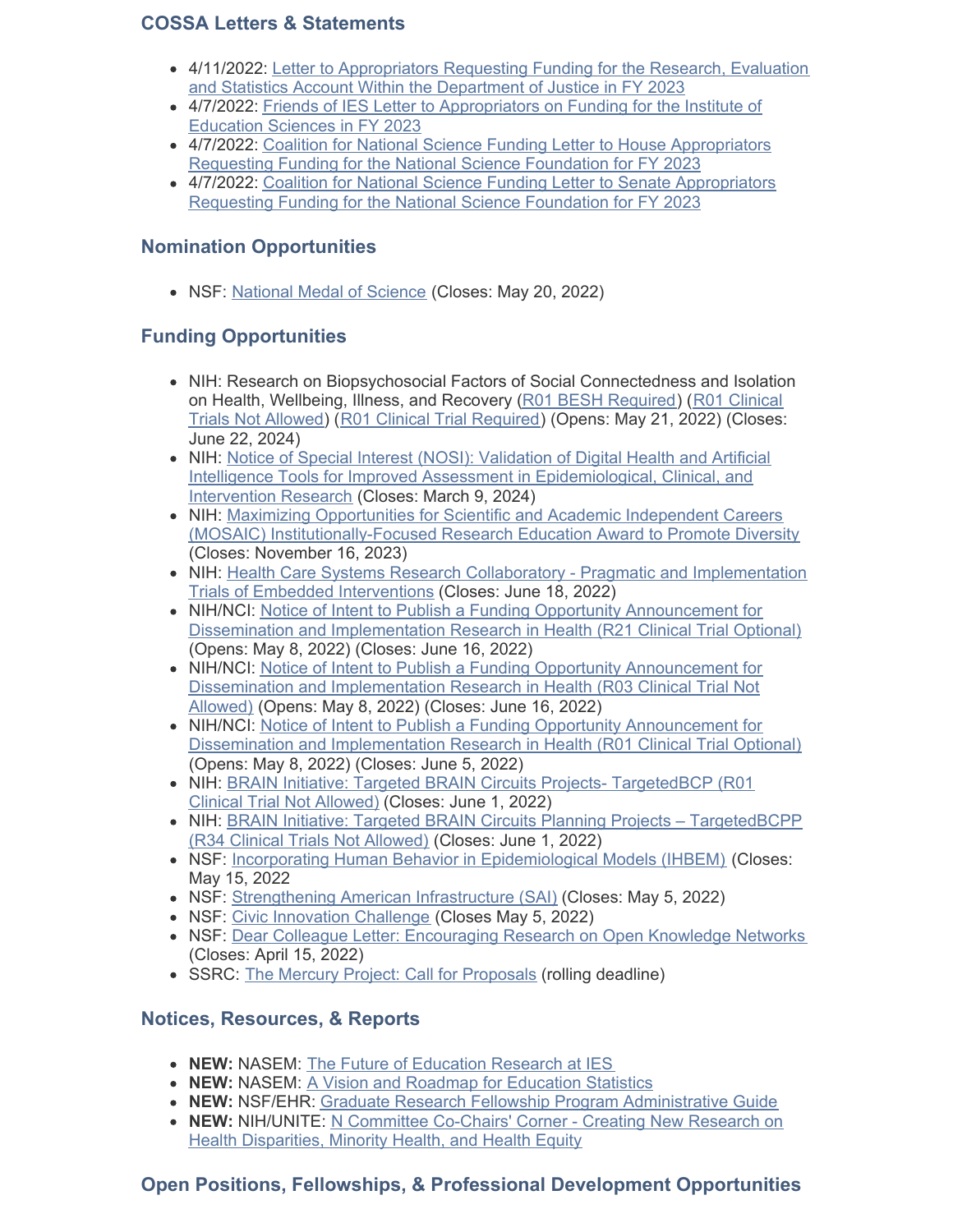## COSSA Letters & Statements

- 4/11/2022: Letter to Appropriators Requesting Funding for the Research, Evaluation and Statistics Account Within the Department of Justice in FY 2023
- 4/7/2022: Friends of IES Letter to Appropriators on Funding for the Institute of Education Sciences in FY 2023
- 4/7/2022: Coalition for National Science Funding Letter to House Appropriators Requesting Funding for the National Science Foundation for FY 2023
- 4/7/2022: Coalition for National Science Funding Letter to Senate Appropriators Requesting Funding for the National Science Foundation for FY 2023

## Nomination Opportunities

- NSF: National Medal of Science (Closes: May 20, 2022)

## Funding Opportunities

- NIH: Research on Biopsychosocial Factors of Social Connectedness and Isolation on Health, Wellbeing, Illness, and Recovery (R01 BESH Required) (R01 Clinical Trials Not Allowed) (R01 Clinical Trial Required) (Opens: May 21, 2022) (Closes: June 22, 2024)
- NIH: Notice of Special Interest (NOSI): Validation of Digital Health and Artificial Intelligence Tools for Improved Assessment in Epidemiological, Clinical, and Intervention Research (Closes: March 9, 2024)
- NIH: Maximizing Opportunities for Scientific and Academic Independent Careers (MOSAIC) Institutionally-Focused Research Education Award to Promote Diversity (Closes: November 16, 2023)
- NIH: Health Care Systems Research Collaboratory - Pragmatic and Implementation Trials of Embedded Interventions (Closes: June 18, 2022)
- NIH/NCI: Notice of Intent to Publish a Funding Opportunity Announcement for Dissemination and Implementation Research in Health (R21 Clinical Trial Optional) (Opens: May 8, 2022) (Closes: June 16, 2022)
- NIH/NCI: Notice of Intent to Publish a Funding Opportunity Announcement for Dissemination and Implementation Research in Health (R03 Clinical Trial Not Allowed) (Opens: May 8, 2022) (Closes: June 16, 2022)
- NIH/NCI: Notice of Intent to Publish a Funding Opportunity Announcement for Dissemination and Implementation Research in Health (R01 Clinical Trial Optional) (Opens: May 8, 2022) (Closes: June 5, 2022)
- NIH: BRAIN Initiative: Targeted BRAIN Circuits Projects- TargetedBCP (R01 Clinical Trial Not Allowed) (Closes: June 1, 2022)
- NIH: BRAIN Initiative: Targeted BRAIN Circuits Planning Projects – TargetedBCPP (R34 Clinical Trials Not Allowed) (Closes: June 1, 2022)
- NSF: Incorporating Human Behavior in Epidemiological Models (IHBEM) (Closes: May 15, 2022
- NSF: Strengthening American Infrastructure (SAI) (Closes: May 5, 2022)
- NSF: Civic Innovation Challenge (Closes May 5, 2022)
- NSF: Dear Colleague Letter: Encouraging Research on Open Knowledge Networks (Closes: April 15, 2022)
- SSRC: The Mercury Project: Call for Proposals (rolling deadline)

## Notices, Resources, & Reports

- **NEW:** NASEM: The Future of Education Research at IES
- **NEW:** NASEM: A Vision and Roadmap for Education Statistics
- **NEW:** NSF/EHR: Graduate Research Fellowship Program Administrative Guide
- **NEW:** NIH/UNITE: N Committee Co-Chairs' Corner - Creating New Research on Health Disparities, Minority Health, and Health Equity

## Open Positions, Fellowships, & Professional Development Opportunities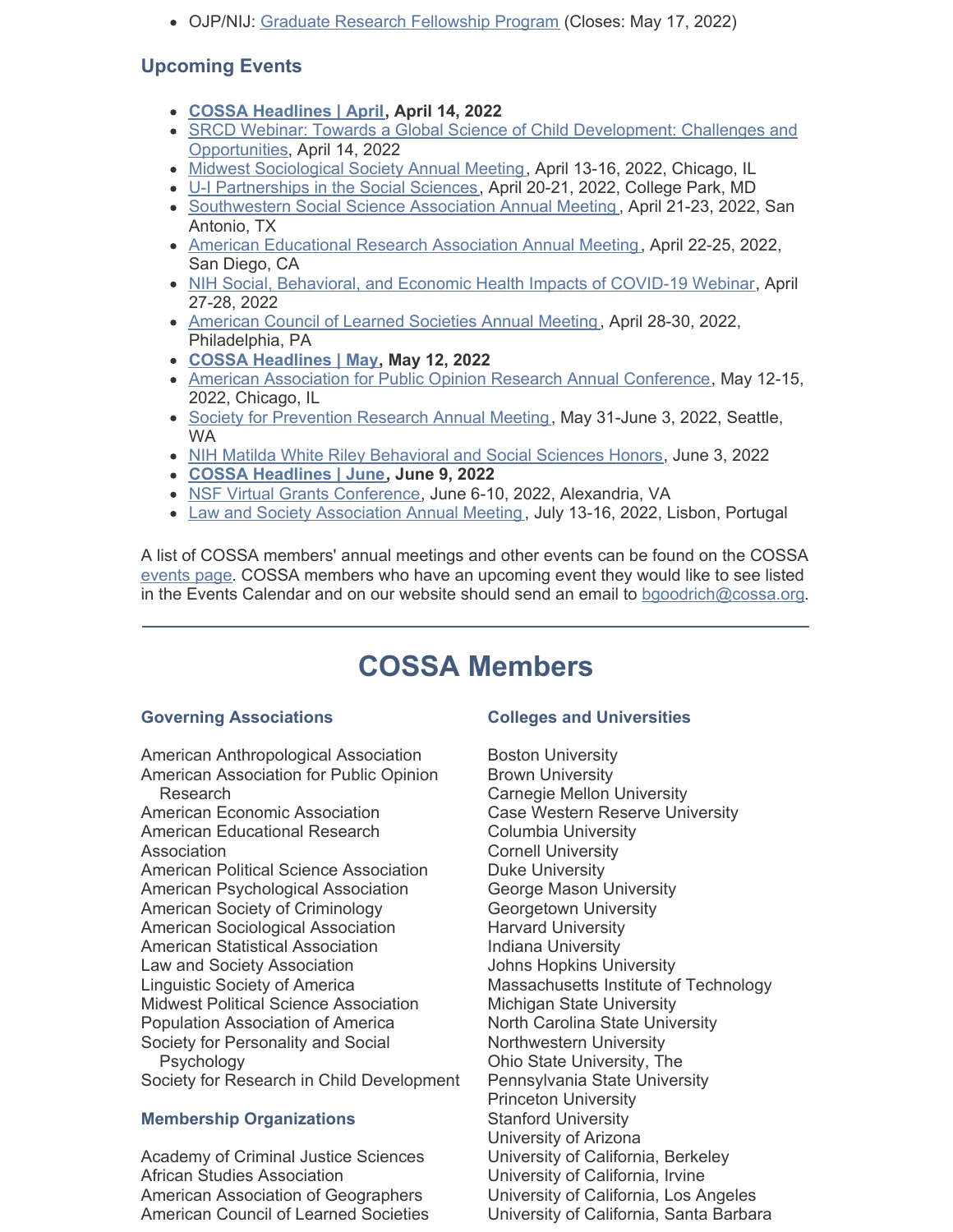- OJP/NIJ: Graduate Research Fellowship Program (Closes: May 17, 2022)

### Upcoming Events

- **COSSA Headlines | April, April 14, 2022**
- SRCD Webinar: Towards a Global Science of Child Development: Challenges and Opportunities, April 14, 2022
- Midwest Sociological Society Annual Meeting, April 13-16, 2022, Chicago, IL
- U-I Partnerships in the Social Sciences, April 20-21, 2022, College Park, MD
- Southwestern Social Science Association Annual Meeting, April 21-23, 2022, San Antonio, TX
- American Educational Research Association Annual Meeting, April 22-25, 2022, San Diego, CA
- NIH Social, Behavioral, and Economic Health Impacts of COVID-19 Webinar, April 27-28, 2022
- American Council of Learned Societies Annual Meeting, April 28-30, 2022, Philadelphia, PA
- **COSSA Headlines | May, May 12, 2022**
- American Association for Public Opinion Research Annual Conference, May 12-15, 2022, Chicago, IL
- Society for Prevention Research Annual Meeting, May 31-June 3, 2022, Seattle, WA
- NIH Matilda White Riley Behavioral and Social Sciences Honors, June 3, 2022
- **COSSA Headlines | June, June 9, 2022**
- NSF Virtual Grants Conference, June 6-10, 2022, Alexandria, VA
- Law and Society Association Annual Meeting, July 13-16, 2022, Lisbon, Portugal

A list of COSSA members' annual meetings and other events can be found on the COSSA events page. COSSA members who have an upcoming event they would like to see listed in the Events Calendar and on our website should send an email to bgoodrich@cossa.org.

---

# COSSA Members

### Governing Associations

American Anthropological Association
American Association for Public Opinion Research
American Economic Association
American Educational Research Association
American Political Science Association
American Psychological Association
American Society of Criminology
American Sociological Association
American Statistical Association
Law and Society Association
Linguistic Society of America
Midwest Political Science Association
Population Association of America
Society for Personality and Social Psychology
Society for Research in Child Development

### Membership Organizations

Academy of Criminal Justice Sciences
African Studies Association
American Association of Geographers
American Council of Learned Societies

### Colleges and Universities

Boston University
Brown University
Carnegie Mellon University
Case Western Reserve University
Columbia University
Cornell University
Duke University
George Mason University
Georgetown University
Harvard University
Indiana University
Johns Hopkins University
Massachusetts Institute of Technology
Michigan State University
North Carolina State University
Northwestern University
Ohio State University, The
Pennsylvania State University
Princeton University
Stanford University
University of Arizona
University of California, Berkeley
University of California, Irvine
University of California, Los Angeles
University of California, Santa Barbara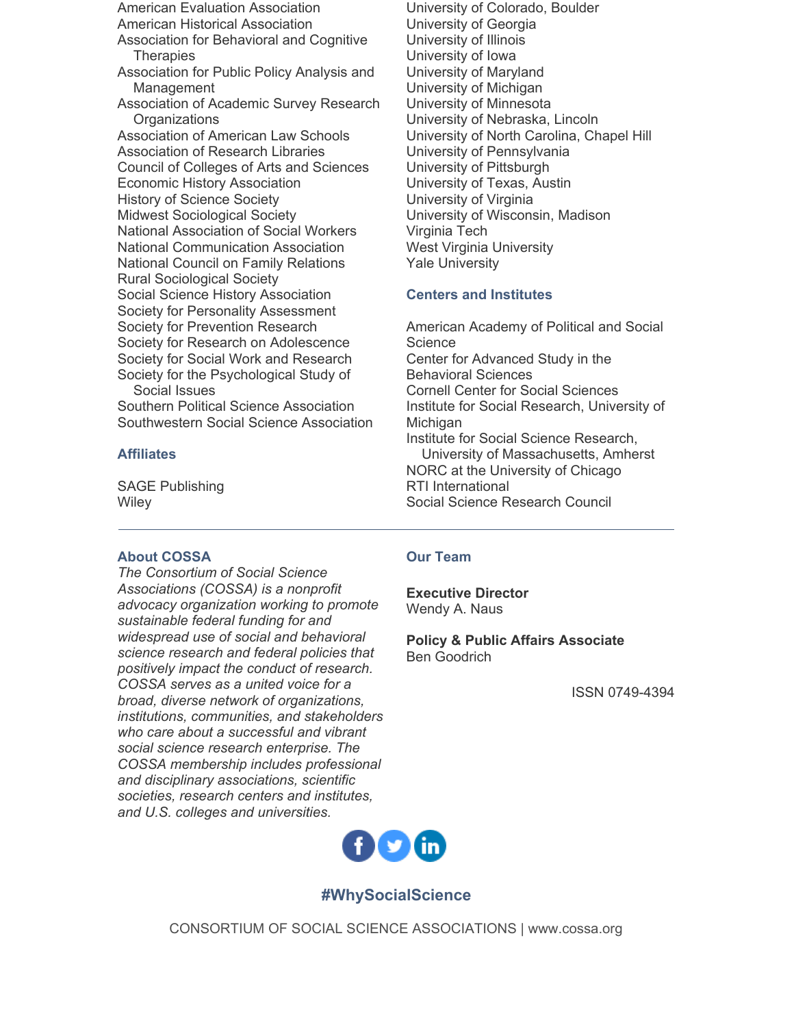American Evaluation Association
American Historical Association
Association for Behavioral and Cognitive Therapies
Association for Public Policy Analysis and Management
Association of Academic Survey Research Organizations
Association of American Law Schools
Association of Research Libraries
Council of Colleges of Arts and Sciences
Economic History Association
History of Science Society
Midwest Sociological Society
National Association of Social Workers
National Communication Association
National Council on Family Relations
Rural Sociological Society
Social Science History Association
Society for Personality Assessment
Society for Prevention Research
Society for Research on Adolescence
Society for Social Work and Research
Society for the Psychological Study of Social Issues
Southern Political Science Association
Southwestern Social Science Association

### Affiliates

SAGE Publishing
Wiley

University of Colorado, Boulder
University of Georgia
University of Illinois
University of Iowa
University of Maryland
University of Michigan
University of Minnesota
University of Nebraska, Lincoln
University of North Carolina, Chapel Hill
University of Pennsylvania
University of Pittsburgh
University of Texas, Austin
University of Virginia
University of Wisconsin, Madison
Virginia Tech
West Virginia University
Yale University

### Centers and Institutes

American Academy of Political and Social Science
Center for Advanced Study in the Behavioral Sciences
Cornell Center for Social Sciences
Institute for Social Research, University of Michigan
Institute for Social Science Research, University of Massachusetts, Amherst
NORC at the University of Chicago
RTI International
Social Science Research Council

---

### About COSSA

*The Consortium of Social Science Associations (COSSA) is a nonprofit advocacy organization working to promote sustainable federal funding for and widespread use of social and behavioral science research and federal policies that positively impact the conduct of research. COSSA serves as a united voice for a broad, diverse network of organizations, institutions, communities, and stakeholders who care about a successful and vibrant social science research enterprise. The COSSA membership includes professional and disciplinary associations, scientific societies, research centers and institutes, and U.S. colleges and universities.*

### Our Team

**Executive Director**
Wendy A. Naus

**Policy & Public Affairs Associate**
Ben Goodrich

ISSN 0749-4394

**#WhySocialScience**

CONSORTIUM OF SOCIAL SCIENCE ASSOCIATIONS | www.cossa.org